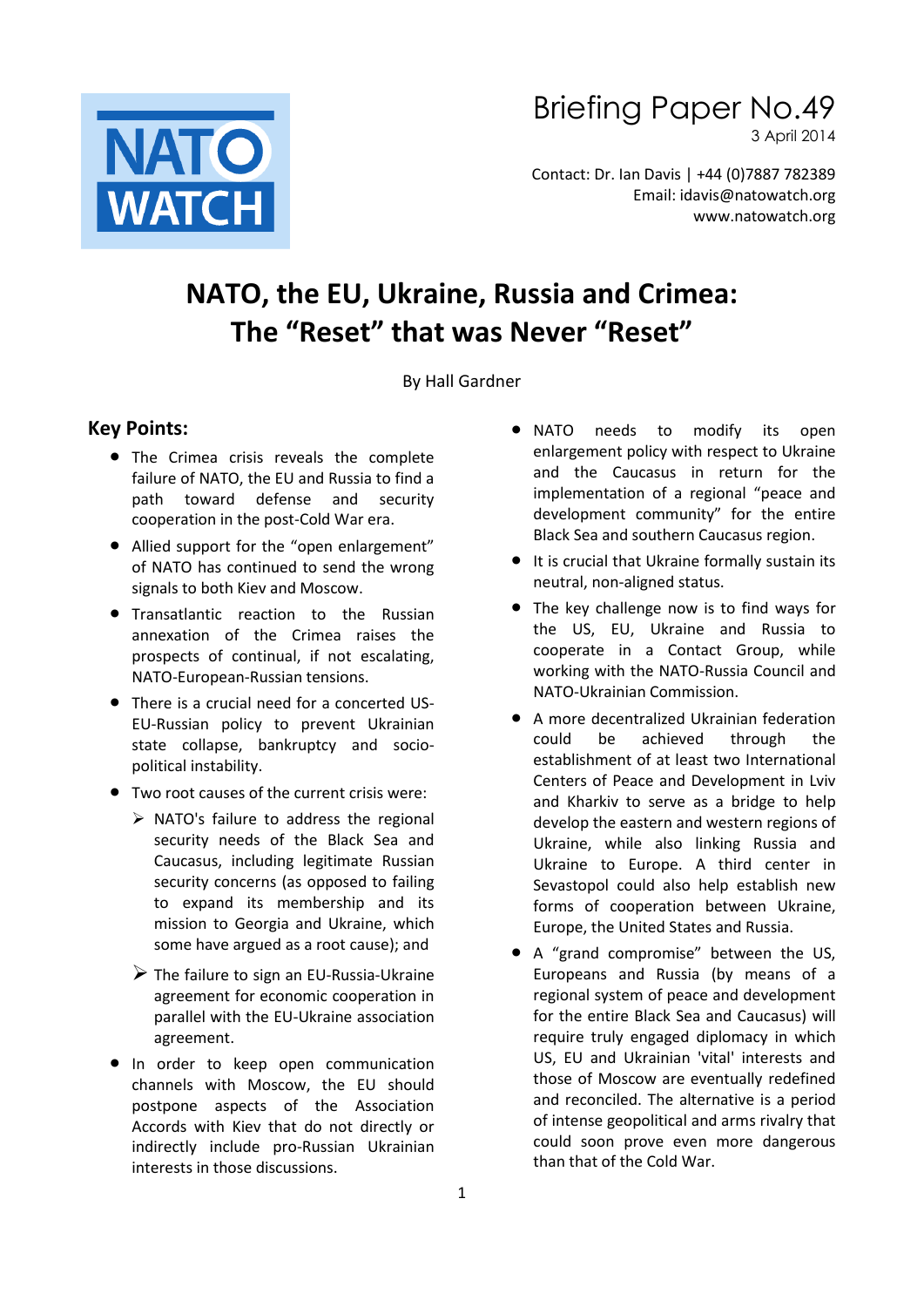NATO WATCH

Briefing Paper No.49

3 April 2014

Contact: Dr. Ian Davis | +44 (0)7887 782389
Email: idavis@natowatch.org
www.natowatch.org

# NATO, the EU, Ukraine, Russia and Crimea: The "Reset" that was Never "Reset"

By Hall Gardner

## Key Points:

- The Crimea crisis reveals the complete failure of NATO, the EU and Russia to find a path toward defense and security cooperation in the post-Cold War era.
- Allied support for the "open enlargement" of NATO has continued to send the wrong signals to both Kiev and Moscow.
- Transatlantic reaction to the Russian annexation of the Crimea raises the prospects of continual, if not escalating, NATO-European-Russian tensions.
- There is a crucial need for a concerted US-EU-Russian policy to prevent Ukrainian state collapse, bankruptcy and socio-political instability.
- Two root causes of the current crisis were:
  - NATO's failure to address the regional security needs of the Black Sea and Caucasus, including legitimate Russian security concerns (as opposed to failing to expand its membership and its mission to Georgia and Ukraine, which some have argued as a root cause); and
  - The failure to sign an EU-Russia-Ukraine agreement for economic cooperation in parallel with the EU-Ukraine association agreement.
- In order to keep open communication channels with Moscow, the EU should postpone aspects of the Association Accords with Kiev that do not directly or indirectly include pro-Russian Ukrainian interests in those discussions.
- NATO needs to modify its open enlargement policy with respect to Ukraine and the Caucasus in return for the implementation of a regional "peace and development community" for the entire Black Sea and southern Caucasus region.
- It is crucial that Ukraine formally sustain its neutral, non-aligned status.
- The key challenge now is to find ways for the US, EU, Ukraine and Russia to cooperate in a Contact Group, while working with the NATO-Russia Council and NATO-Ukrainian Commission.
- A more decentralized Ukrainian federation could be achieved through the establishment of at least two International Centers of Peace and Development in Lviv and Kharkiv to serve as a bridge to help develop the eastern and western regions of Ukraine, while also linking Russia and Ukraine to Europe. A third center in Sevastopol could also help establish new forms of cooperation between Ukraine, Europe, the United States and Russia.
- A "grand compromise" between the US, Europeans and Russia (by means of a regional system of peace and development for the entire Black Sea and Caucasus) will require truly engaged diplomacy in which US, EU and Ukrainian 'vital' interests and those of Moscow are eventually redefined and reconciled. The alternative is a period of intense geopolitical and arms rivalry that could soon prove even more dangerous than that of the Cold War.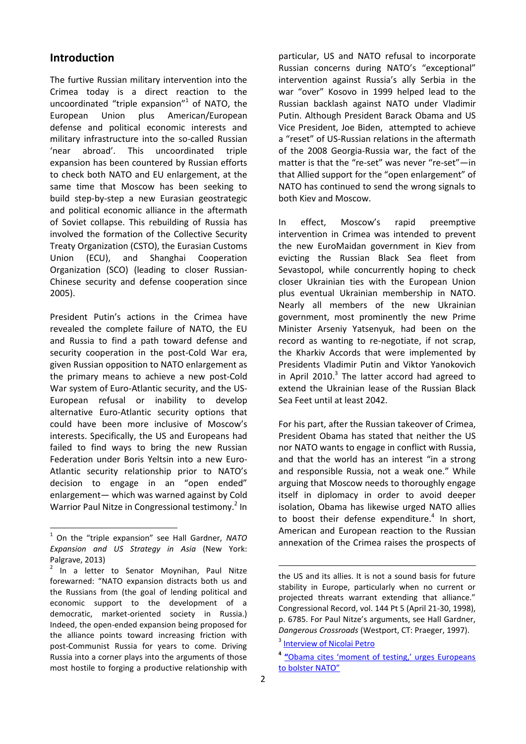## Introduction

The furtive Russian military intervention into the Crimea today is a direct reaction to the uncoordinated "triple expansion"[1] of NATO, the European Union plus American/European defense and political economic interests and military infrastructure into the so-called Russian 'near abroad'. This uncoordinated triple expansion has been countered by Russian efforts to check both NATO and EU enlargement, at the same time that Moscow has been seeking to build step-by-step a new Eurasian geostrategic and political economic alliance in the aftermath of Soviet collapse. This rebuilding of Russia has involved the formation of the Collective Security Treaty Organization (CSTO), the Eurasian Customs Union (ECU), and Shanghai Cooperation Organization (SCO) (leading to closer Russian-Chinese security and defense cooperation since 2005).

President Putin's actions in the Crimea have revealed the complete failure of NATO, the EU and Russia to find a path toward defense and security cooperation in the post-Cold War era, given Russian opposition to NATO enlargement as the primary means to achieve a new post-Cold War system of Euro-Atlantic security, and the US-European refusal or inability to develop alternative Euro-Atlantic security options that could have been more inclusive of Moscow's interests. Specifically, the US and Europeans had failed to find ways to bring the new Russian Federation under Boris Yeltsin into a new Euro-Atlantic security relationship prior to NATO's decision to engage in an "open ended" enlargement— which was warned against by Cold Warrior Paul Nitze in Congressional testimony.[2] In particular, US and NATO refusal to incorporate Russian concerns during NATO's "exceptional" intervention against Russia's ally Serbia in the war "over" Kosovo in 1999 helped lead to the Russian backlash against NATO under Vladimir Putin. Although President Barack Obama and US Vice President, Joe Biden, attempted to achieve a "reset" of US-Russian relations in the aftermath of the 2008 Georgia-Russia war, the fact of the matter is that the "re-set" was never "re-set"—in that Allied support for the "open enlargement" of NATO has continued to send the wrong signals to both Kiev and Moscow.

In effect, Moscow's rapid preemptive intervention in Crimea was intended to prevent the new EuroMaidan government in Kiev from evicting the Russian Black Sea fleet from Sevastopol, while concurrently hoping to check closer Ukrainian ties with the European Union plus eventual Ukrainian membership in NATO. Nearly all members of the new Ukrainian government, most prominently the new Prime Minister Arseniy Yatsenyuk, had been on the record as wanting to re-negotiate, if not scrap, the Kharkiv Accords that were implemented by Presidents Vladimir Putin and Viktor Yanokovich in April 2010.[3] The latter accord had agreed to extend the Ukrainian lease of the Russian Black Sea Feet until at least 2042.

For his part, after the Russian takeover of Crimea, President Obama has stated that neither the US nor NATO wants to engage in conflict with Russia, and that the world has an interest "in a strong and responsible Russia, not a weak one." While arguing that Moscow needs to thoroughly engage itself in diplomacy in order to avoid deeper isolation, Obama has likewise urged NATO allies to boost their defense expenditure.[4] In short, American and European reaction to the Russian annexation of the Crimea raises the prospects of

---

[1] On the "triple expansion" see Hall Gardner, *NATO Expansion and US Strategy in Asia* (New York: Palgrave, 2013)

[2] In a letter to Senator Moynihan, Paul Nitze forewarned: "NATO expansion distracts both us and the Russians from (the goal of lending political and economic support to the development of a democratic, market-oriented society in Russia.) Indeed, the open-ended expansion being proposed for the alliance points toward increasing friction with post-Communist Russia for years to come. Driving Russia into a corner plays into the arguments of those most hostile to forging a productive relationship with the US and its allies. It is not a sound basis for future stability in Europe, particularly when no current or projected threats warrant extending that alliance." Congressional Record, vol. 144 Pt 5 (April 21-30, 1998), p. 6785. For Paul Nitze's arguments, see Hall Gardner, *Dangerous Crossroads* (Westport, CT: Praeger, 1997).

[3] Interview of Nicolai Petro

[4] "Obama cites 'moment of testing,' urges Europeans to bolster NATO"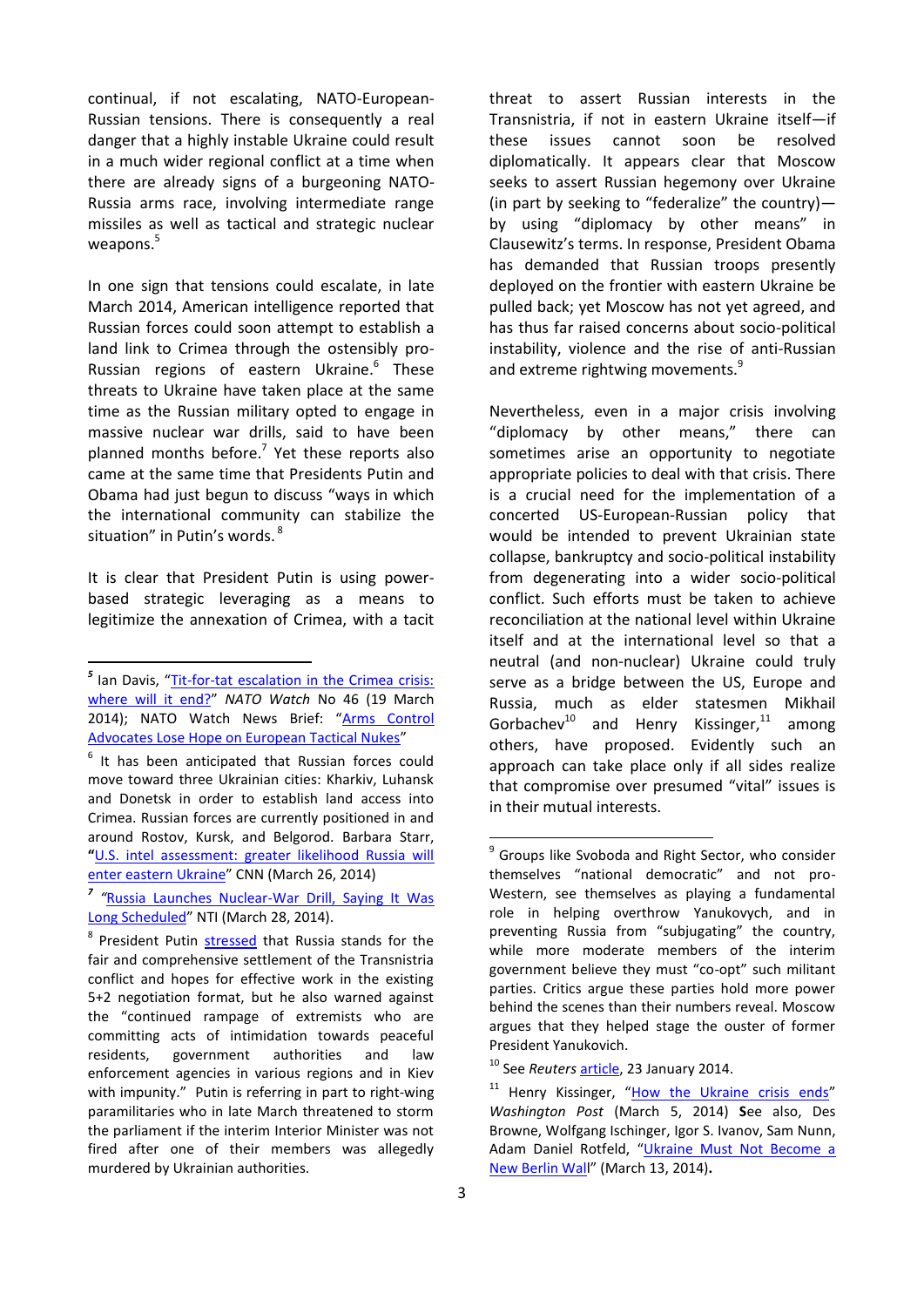continual, if not escalating, NATO-European-Russian tensions. There is consequently a real danger that a highly instable Ukraine could result in a much wider regional conflict at a time when there are already signs of a burgeoning NATO-Russia arms race, involving intermediate range missiles as well as tactical and strategic nuclear weapons.[5]

In one sign that tensions could escalate, in late March 2014, American intelligence reported that Russian forces could soon attempt to establish a land link to Crimea through the ostensibly pro-Russian regions of eastern Ukraine.[6] These threats to Ukraine have taken place at the same time as the Russian military opted to engage in massive nuclear war drills, said to have been planned months before.[7] Yet these reports also came at the same time that Presidents Putin and Obama had just begun to discuss "ways in which the international community can stabilize the situation" in Putin's words.[8]

It is clear that President Putin is using power-based strategic leveraging as a means to legitimize the annexation of Crimea, with a tacit threat to assert Russian interests in the Transnistria, if not in eastern Ukraine itself—if these issues cannot soon be resolved diplomatically. It appears clear that Moscow seeks to assert Russian hegemony over Ukraine (in part by seeking to "federalize" the country)—by using "diplomacy by other means" in Clausewitz's terms. In response, President Obama has demanded that Russian troops presently deployed on the frontier with eastern Ukraine be pulled back; yet Moscow has not yet agreed, and has thus far raised concerns about socio-political instability, violence and the rise of anti-Russian and extreme rightwing movements.[9]

Nevertheless, even in a major crisis involving "diplomacy by other means," there can sometimes arise an opportunity to negotiate appropriate policies to deal with that crisis. There is a crucial need for the implementation of a concerted US-European-Russian policy that would be intended to prevent Ukrainian state collapse, bankruptcy and socio-political instability from degenerating into a wider socio-political conflict. Such efforts must be taken to achieve reconciliation at the national level within Ukraine itself and at the international level so that a neutral (and non-nuclear) Ukraine could truly serve as a bridge between the US, Europe and Russia, much as elder statesmen Mikhail Gorbachev[10] and Henry Kissinger,[11] among others, have proposed. Evidently such an approach can take place only if all sides realize that compromise over presumed "vital" issues is in their mutual interests.

---

[5] Ian Davis, "Tit-for-tat escalation in the Crimea crisis: where will it end?" *NATO Watch* No 46 (19 March 2014); NATO Watch News Brief: "Arms Control Advocates Lose Hope on European Tactical Nukes"

[6] It has been anticipated that Russian forces could move toward three Ukrainian cities: Kharkiv, Luhansk and Donetsk in order to establish land access into Crimea. Russian forces are currently positioned in and around Rostov, Kursk, and Belgorod. Barbara Starr, "U.S. intel assessment: greater likelihood Russia will enter eastern Ukraine" CNN (March 26, 2014)

[7] "Russia Launches Nuclear-War Drill, Saying It Was Long Scheduled" NTI (March 28, 2014).

[8] President Putin stressed that Russia stands for the fair and comprehensive settlement of the Transnistria conflict and hopes for effective work in the existing 5+2 negotiation format, but he also warned against the "continued rampage of extremists who are committing acts of intimidation towards peaceful residents, government authorities and law enforcement agencies in various regions and in Kiev with impunity." Putin is referring in part to right-wing paramilitaries who in late March threatened to storm the parliament if the interim Interior Minister was not fired after one of their members was allegedly murdered by Ukrainian authorities.

[9] Groups like Svoboda and Right Sector, who consider themselves "national democratic" and not pro-Western, see themselves as playing a fundamental role in helping overthrow Yanukovych, and in preventing Russia from "subjugating" the country, while more moderate members of the interim government believe they must "co-opt" such militant parties. Critics argue these parties hold more power behind the scenes than their numbers reveal. Moscow argues that they helped stage the ouster of former President Yanukovich.

[10] See *Reuters* article, 23 January 2014.

[11] Henry Kissinger, "How the Ukraine crisis ends" *Washington Post* (March 5, 2014) **S**ee also, Des Browne, Wolfgang Ischinger, Igor S. Ivanov, Sam Nunn, Adam Daniel Rotfeld, "Ukraine Must Not Become a New Berlin Wall" (March 13, 2014)**.**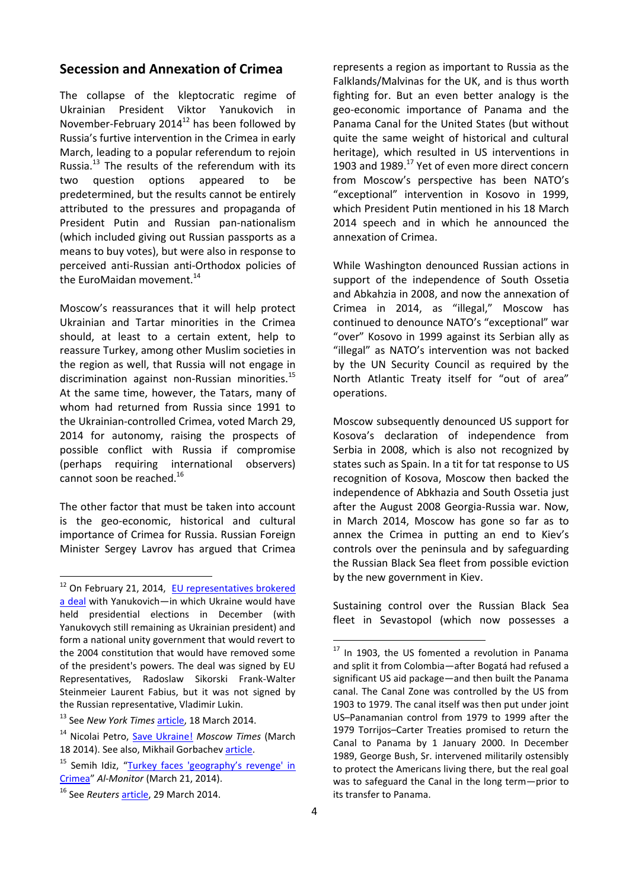## Secession and Annexation of Crimea

The collapse of the kleptocratic regime of Ukrainian President Viktor Yanukovich in November-February 2014[12] has been followed by Russia's furtive intervention in the Crimea in early March, leading to a popular referendum to rejoin Russia.[13] The results of the referendum with its two question options appeared to be predetermined, but the results cannot be entirely attributed to the pressures and propaganda of President Putin and Russian pan-nationalism (which included giving out Russian passports as a means to buy votes), but were also in response to perceived anti-Russian anti-Orthodox policies of the EuroMaidan movement.[14]

Moscow's reassurances that it will help protect Ukrainian and Tartar minorities in the Crimea should, at least to a certain extent, help to reassure Turkey, among other Muslim societies in the region as well, that Russia will not engage in discrimination against non-Russian minorities.[15] At the same time, however, the Tatars, many of whom had returned from Russia since 1991 to the Ukrainian-controlled Crimea, voted March 29, 2014 for autonomy, raising the prospects of possible conflict with Russia if compromise (perhaps requiring international observers) cannot soon be reached.[16]

The other factor that must be taken into account is the geo-economic, historical and cultural importance of Crimea for Russia. Russian Foreign Minister Sergey Lavrov has argued that Crimea represents a region as important to Russia as the Falklands/Malvinas for the UK, and is thus worth fighting for. But an even better analogy is the geo-economic importance of Panama and the Panama Canal for the United States (but without quite the same weight of historical and cultural heritage), which resulted in US interventions in 1903 and 1989.[17] Yet of even more direct concern from Moscow's perspective has been NATO's "exceptional" intervention in Kosovo in 1999, which President Putin mentioned in his 18 March 2014 speech and in which he announced the annexation of Crimea.

While Washington denounced Russian actions in support of the independence of South Ossetia and Abkahzia in 2008, and now the annexation of Crimea in 2014, as "illegal," Moscow has continued to denounce NATO's "exceptional" war "over" Kosovo in 1999 against its Serbian ally as "illegal" as NATO's intervention was not backed by the UN Security Council as required by the North Atlantic Treaty itself for "out of area" operations.

Moscow subsequently denounced US support for Kosova's declaration of independence from Serbia in 2008, which is also not recognized by states such as Spain. In a tit for tat response to US recognition of Kosova, Moscow then backed the independence of Abkhazia and South Ossetia just after the August 2008 Georgia-Russia war. Now, in March 2014, Moscow has gone so far as to annex the Crimea in putting an end to Kiev's controls over the peninsula and by safeguarding the Russian Black Sea fleet from possible eviction by the new government in Kiev.

Sustaining control over the Russian Black Sea fleet in Sevastopol (which now possesses a

---

[12] On February 21, 2014, EU representatives brokered a deal with Yanukovich—in which Ukraine would have held presidential elections in December (with Yanukovych still remaining as Ukrainian president) and form a national unity government that would revert to the 2004 constitution that would have removed some of the president's powers. The deal was signed by EU Representatives, Radoslaw Sikorski Frank-Walter Steinmeier Laurent Fabius, but it was not signed by the Russian representative, Vladimir Lukin.

[13] See *New York Times* article, 18 March 2014.

[14] Nicolai Petro, Save Ukraine! *Moscow Times* (March 18 2014). See also, Mikhail Gorbachev article.

[15] Semih Idiz, "Turkey faces 'geography's revenge' in Crimea" *Al-Monitor* (March 21, 2014).

[16] See *Reuters* article, 29 March 2014.

[17] In 1903, the US fomented a revolution in Panama and split it from Colombia—after Bogatá had refused a significant US aid package—and then built the Panama canal. The Canal Zone was controlled by the US from 1903 to 1979. The canal itself was then put under joint US–Panamanian control from 1979 to 1999 after the 1979 Torrijos–Carter Treaties promised to return the Canal to Panama by 1 January 2000. In December 1989, George Bush, Sr. intervened militarily ostensibly to protect the Americans living there, but the real goal was to safeguard the Canal in the long term—prior to its transfer to Panama.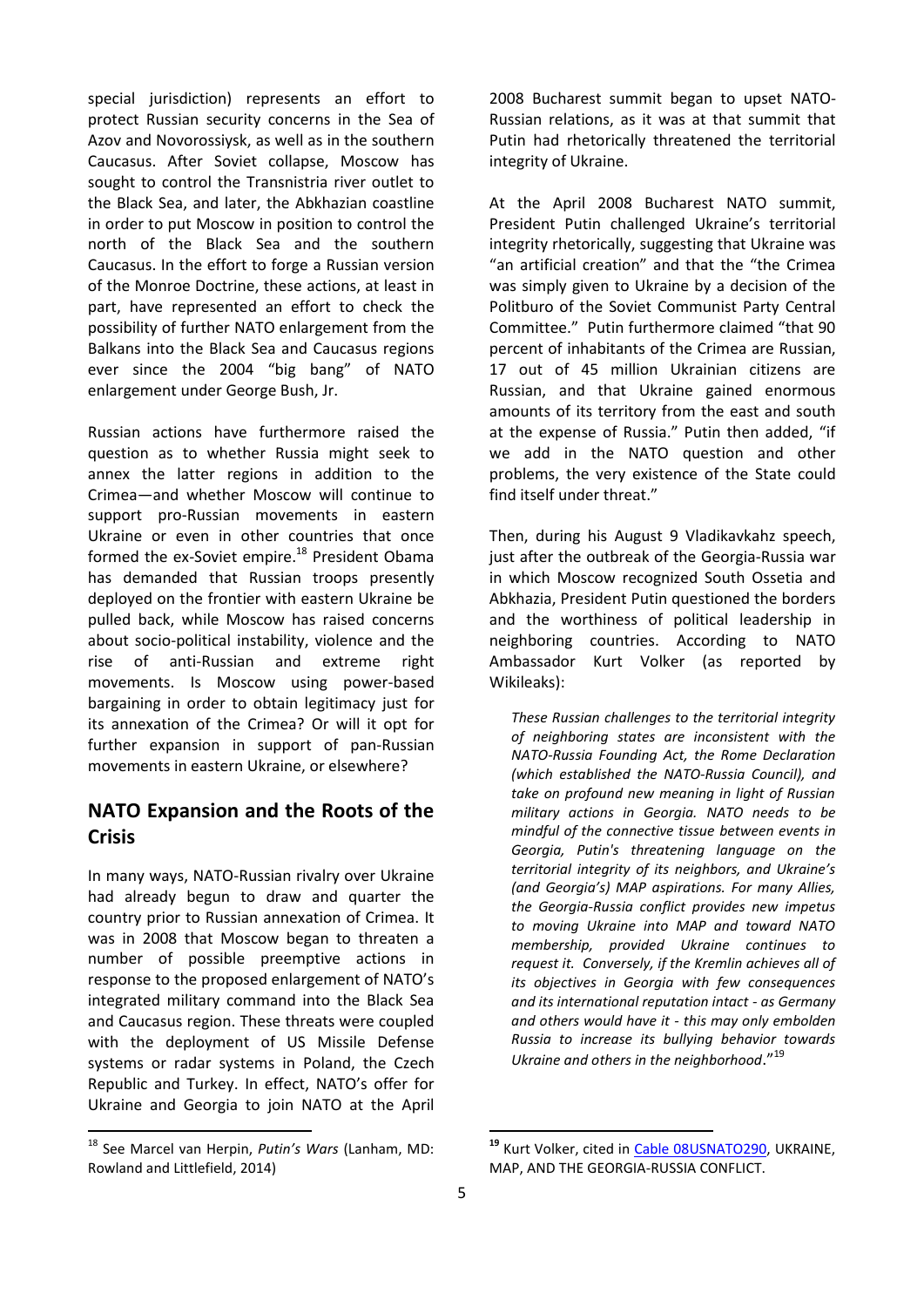special jurisdiction) represents an effort to protect Russian security concerns in the Sea of Azov and Novorossiysk, as well as in the southern Caucasus. After Soviet collapse, Moscow has sought to control the Transnistria river outlet to the Black Sea, and later, the Abkhazian coastline in order to put Moscow in position to control the north of the Black Sea and the southern Caucasus. In the effort to forge a Russian version of the Monroe Doctrine, these actions, at least in part, have represented an effort to check the possibility of further NATO enlargement from the Balkans into the Black Sea and Caucasus regions ever since the 2004 "big bang" of NATO enlargement under George Bush, Jr.

Russian actions have furthermore raised the question as to whether Russia might seek to annex the latter regions in addition to the Crimea—and whether Moscow will continue to support pro-Russian movements in eastern Ukraine or even in other countries that once formed the ex-Soviet empire.[18] President Obama has demanded that Russian troops presently deployed on the frontier with eastern Ukraine be pulled back, while Moscow has raised concerns about socio-political instability, violence and the rise of anti-Russian and extreme right movements. Is Moscow using power-based bargaining in order to obtain legitimacy just for its annexation of the Crimea? Or will it opt for further expansion in support of pan-Russian movements in eastern Ukraine, or elsewhere?

## NATO Expansion and the Roots of the Crisis

In many ways, NATO-Russian rivalry over Ukraine had already begun to draw and quarter the country prior to Russian annexation of Crimea. It was in 2008 that Moscow began to threaten a number of possible preemptive actions in response to the proposed enlargement of NATO's integrated military command into the Black Sea and Caucasus region. These threats were coupled with the deployment of US Missile Defense systems or radar systems in Poland, the Czech Republic and Turkey. In effect, NATO's offer for Ukraine and Georgia to join NATO at the April 2008 Bucharest summit began to upset NATO-Russian relations, as it was at that summit that Putin had rhetorically threatened the territorial integrity of Ukraine.

At the April 2008 Bucharest NATO summit, President Putin challenged Ukraine's territorial integrity rhetorically, suggesting that Ukraine was "an artificial creation" and that the "the Crimea was simply given to Ukraine by a decision of the Politburo of the Soviet Communist Party Central Committee." Putin furthermore claimed "that 90 percent of inhabitants of the Crimea are Russian, 17 out of 45 million Ukrainian citizens are Russian, and that Ukraine gained enormous amounts of its territory from the east and south at the expense of Russia." Putin then added, "if we add in the NATO question and other problems, the very existence of the State could find itself under threat."

Then, during his August 9 Vladikavkahz speech, just after the outbreak of the Georgia-Russia war in which Moscow recognized South Ossetia and Abkhazia, President Putin questioned the borders and the worthiness of political leadership in neighboring countries. According to NATO Ambassador Kurt Volker (as reported by Wikileaks):

> *These Russian challenges to the territorial integrity of neighboring states are inconsistent with the NATO-Russia Founding Act, the Rome Declaration (which established the NATO-Russia Council), and take on profound new meaning in light of Russian military actions in Georgia. NATO needs to be mindful of the connective tissue between events in Georgia, Putin's threatening language on the territorial integrity of its neighbors, and Ukraine's (and Georgia's) MAP aspirations. For many Allies, the Georgia-Russia conflict provides new impetus to moving Ukraine into MAP and toward NATO membership, provided Ukraine continues to request it. Conversely, if the Kremlin achieves all of its objectives in Georgia with few consequences and its international reputation intact - as Germany and others would have it - this may only embolden Russia to increase its bullying behavior towards Ukraine and others in the neighborhood*."[19]

---

[18] See Marcel van Herpin, *Putin's Wars* (Lanham, MD: Rowland and Littlefield, 2014)

[19] Kurt Volker, cited in Cable 08USNATO290, UKRAINE, MAP, AND THE GEORGIA-RUSSIA CONFLICT.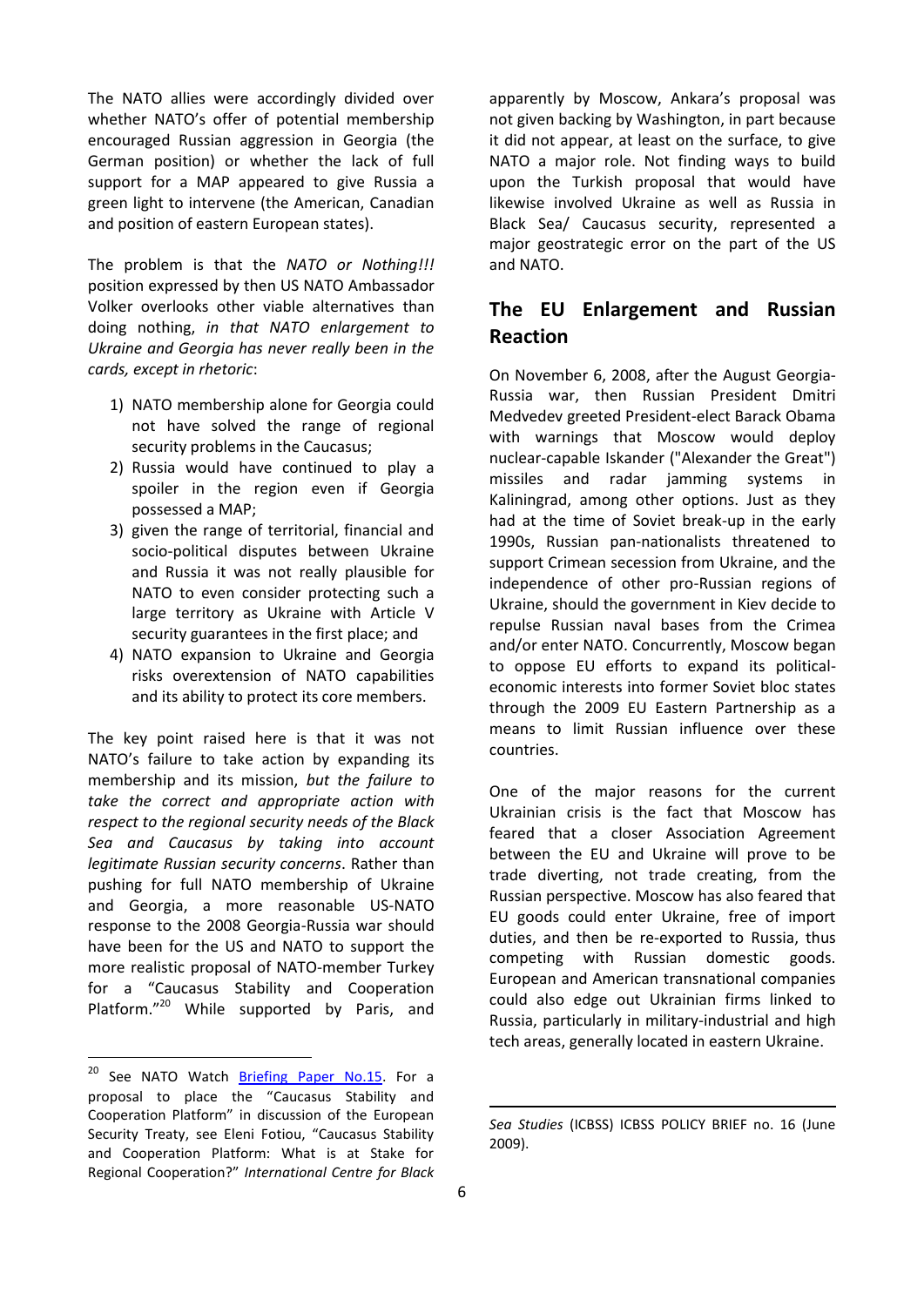The NATO allies were accordingly divided over whether NATO's offer of potential membership encouraged Russian aggression in Georgia (the German position) or whether the lack of full support for a MAP appeared to give Russia a green light to intervene (the American, Canadian and position of eastern European states).

The problem is that the *NATO or Nothing!!!* position expressed by then US NATO Ambassador Volker overlooks other viable alternatives than doing nothing, *in that NATO enlargement to Ukraine and Georgia has never really been in the cards, except in rhetoric*:

1) NATO membership alone for Georgia could not have solved the range of regional security problems in the Caucasus;
2) Russia would have continued to play a spoiler in the region even if Georgia possessed a MAP;
3) given the range of territorial, financial and socio-political disputes between Ukraine and Russia it was not really plausible for NATO to even consider protecting such a large territory as Ukraine with Article V security guarantees in the first place; and
4) NATO expansion to Ukraine and Georgia risks overextension of NATO capabilities and its ability to protect its core members.

The key point raised here is that it was not NATO's failure to take action by expanding its membership and its mission, *but the failure to take the correct and appropriate action with respect to the regional security needs of the Black Sea and Caucasus by taking into account legitimate Russian security concerns*. Rather than pushing for full NATO membership of Ukraine and Georgia, a more reasonable US-NATO response to the 2008 Georgia-Russia war should have been for the US and NATO to support the more realistic proposal of NATO-member Turkey for a "Caucasus Stability and Cooperation Platform."[20] While supported by Paris, and apparently by Moscow, Ankara's proposal was not given backing by Washington, in part because it did not appear, at least on the surface, to give NATO a major role. Not finding ways to build upon the Turkish proposal that would have likewise involved Ukraine as well as Russia in Black Sea/ Caucasus security, represented a major geostrategic error on the part of the US and NATO.

## The EU Enlargement and Russian Reaction

On November 6, 2008, after the August Georgia-Russia war, then Russian President Dmitri Medvedev greeted President-elect Barack Obama with warnings that Moscow would deploy nuclear-capable Iskander ("Alexander the Great") missiles and radar jamming systems in Kaliningrad, among other options. Just as they had at the time of Soviet break-up in the early 1990s, Russian pan-nationalists threatened to support Crimean secession from Ukraine, and the independence of other pro-Russian regions of Ukraine, should the government in Kiev decide to repulse Russian naval bases from the Crimea and/or enter NATO. Concurrently, Moscow began to oppose EU efforts to expand its political-economic interests into former Soviet bloc states through the 2009 EU Eastern Partnership as a means to limit Russian influence over these countries.

One of the major reasons for the current Ukrainian crisis is the fact that Moscow has feared that a closer Association Agreement between the EU and Ukraine will prove to be trade diverting, not trade creating, from the Russian perspective. Moscow has also feared that EU goods could enter Ukraine, free of import duties, and then be re-exported to Russia, thus competing with Russian domestic goods. European and American transnational companies could also edge out Ukrainian firms linked to Russia, particularly in military-industrial and high tech areas, generally located in eastern Ukraine.

---

[20] See NATO Watch Briefing Paper No.15. For a proposal to place the "Caucasus Stability and Cooperation Platform" in discussion of the European Security Treaty, see Eleni Fotiou, "Caucasus Stability and Cooperation Platform: What is at Stake for Regional Cooperation?" *International Centre for Black Sea Studies* (ICBSS) ICBSS POLICY BRIEF no. 16 (June 2009).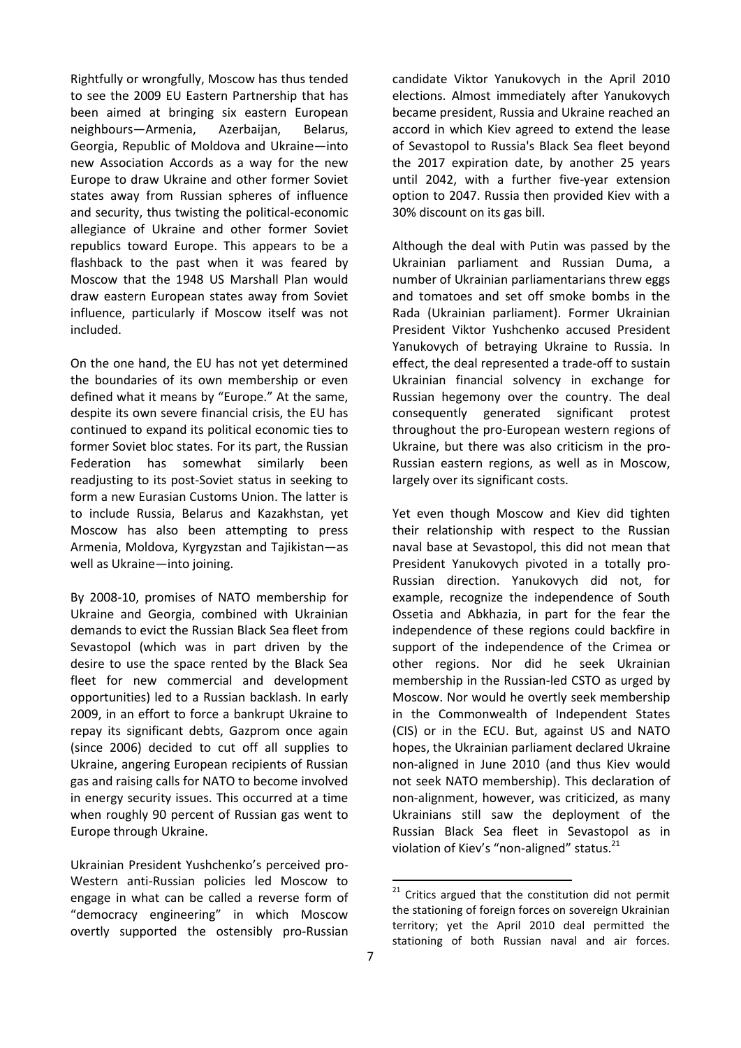Rightfully or wrongfully, Moscow has thus tended to see the 2009 EU Eastern Partnership that has been aimed at bringing six eastern European neighbours—Armenia, Azerbaijan, Belarus, Georgia, Republic of Moldova and Ukraine—into new Association Accords as a way for the new Europe to draw Ukraine and other former Soviet states away from Russian spheres of influence and security, thus twisting the political-economic allegiance of Ukraine and other former Soviet republics toward Europe. This appears to be a flashback to the past when it was feared by Moscow that the 1948 US Marshall Plan would draw eastern European states away from Soviet influence, particularly if Moscow itself was not included.

On the one hand, the EU has not yet determined the boundaries of its own membership or even defined what it means by "Europe." At the same, despite its own severe financial crisis, the EU has continued to expand its political economic ties to former Soviet bloc states. For its part, the Russian Federation has somewhat similarly been readjusting to its post-Soviet status in seeking to form a new Eurasian Customs Union. The latter is to include Russia, Belarus and Kazakhstan, yet Moscow has also been attempting to press Armenia, Moldova, Kyrgyzstan and Tajikistan—as well as Ukraine—into joining.

By 2008-10, promises of NATO membership for Ukraine and Georgia, combined with Ukrainian demands to evict the Russian Black Sea fleet from Sevastopol (which was in part driven by the desire to use the space rented by the Black Sea fleet for new commercial and development opportunities) led to a Russian backlash. In early 2009, in an effort to force a bankrupt Ukraine to repay its significant debts, Gazprom once again (since 2006) decided to cut off all supplies to Ukraine, angering European recipients of Russian gas and raising calls for NATO to become involved in energy security issues. This occurred at a time when roughly 90 percent of Russian gas went to Europe through Ukraine.

Ukrainian President Yushchenko's perceived pro-Western anti-Russian policies led Moscow to engage in what can be called a reverse form of "democracy engineering" in which Moscow overtly supported the ostensibly pro-Russian candidate Viktor Yanukovych in the April 2010 elections. Almost immediately after Yanukovych became president, Russia and Ukraine reached an accord in which Kiev agreed to extend the lease of Sevastopol to Russia's Black Sea fleet beyond the 2017 expiration date, by another 25 years until 2042, with a further five-year extension option to 2047. Russia then provided Kiev with a 30% discount on its gas bill.

Although the deal with Putin was passed by the Ukrainian parliament and Russian Duma, a number of Ukrainian parliamentarians threw eggs and tomatoes and set off smoke bombs in the Rada (Ukrainian parliament). Former Ukrainian President Viktor Yushchenko accused President Yanukovych of betraying Ukraine to Russia. In effect, the deal represented a trade-off to sustain Ukrainian financial solvency in exchange for Russian hegemony over the country. The deal consequently generated significant protest throughout the pro-European western regions of Ukraine, but there was also criticism in the pro-Russian eastern regions, as well as in Moscow, largely over its significant costs.

Yet even though Moscow and Kiev did tighten their relationship with respect to the Russian naval base at Sevastopol, this did not mean that President Yanukovych pivoted in a totally pro-Russian direction. Yanukovych did not, for example, recognize the independence of South Ossetia and Abkhazia, in part for the fear the independence of these regions could backfire in support of the independence of the Crimea or other regions. Nor did he seek Ukrainian membership in the Russian-led CSTO as urged by Moscow. Nor would he overtly seek membership in the Commonwealth of Independent States (CIS) or in the ECU. But, against US and NATO hopes, the Ukrainian parliament declared Ukraine non-aligned in June 2010 (and thus Kiev would not seek NATO membership). This declaration of non-alignment, however, was criticized, as many Ukrainians still saw the deployment of the Russian Black Sea fleet in Sevastopol as in violation of Kiev's "non-aligned" status.[21]

---

[21] Critics argued that the constitution did not permit the stationing of foreign forces on sovereign Ukrainian territory; yet the April 2010 deal permitted the stationing of both Russian naval and air forces.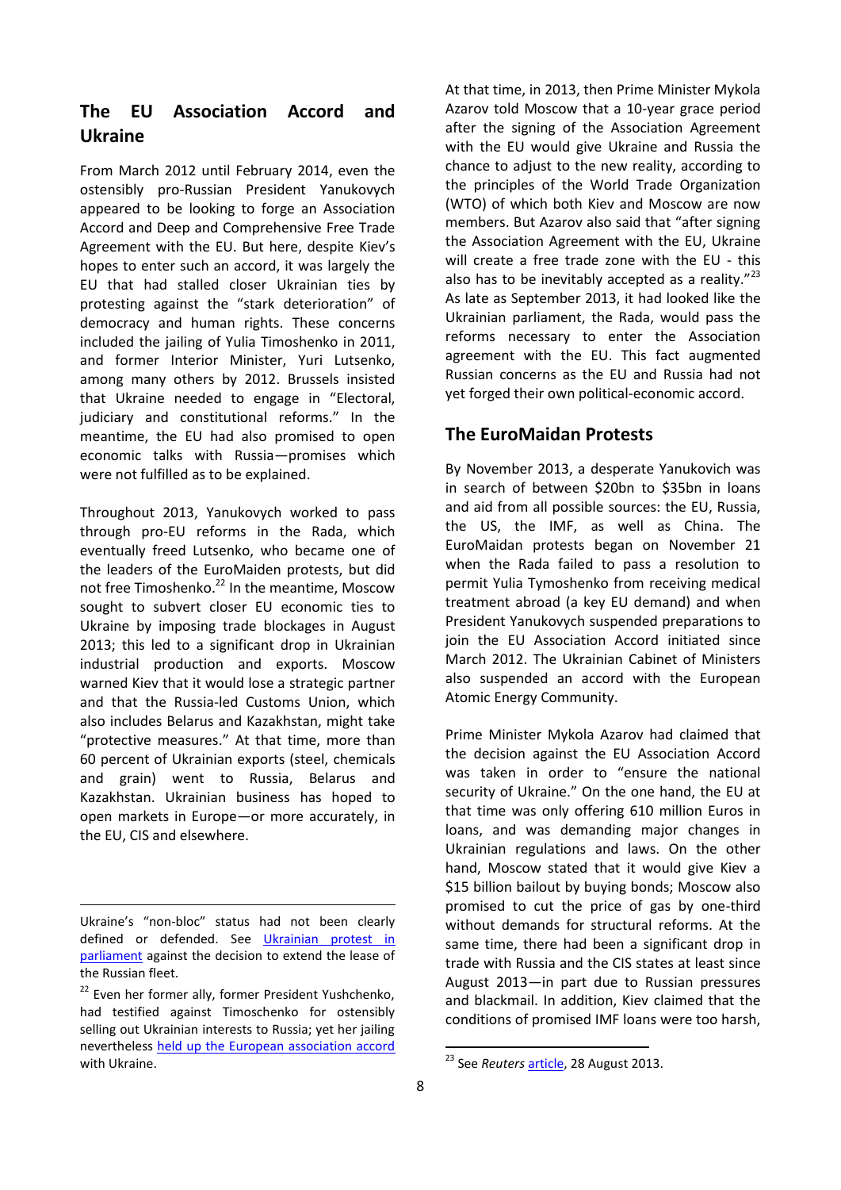## The EU Association Accord and Ukraine

From March 2012 until February 2014, even the ostensibly pro-Russian President Yanukovych appeared to be looking to forge an Association Accord and Deep and Comprehensive Free Trade Agreement with the EU. But here, despite Kiev's hopes to enter such an accord, it was largely the EU that had stalled closer Ukrainian ties by protesting against the "stark deterioration" of democracy and human rights. These concerns included the jailing of Yulia Timoshenko in 2011, and former Interior Minister, Yuri Lutsenko, among many others by 2012. Brussels insisted that Ukraine needed to engage in "Electoral, judiciary and constitutional reforms." In the meantime, the EU had also promised to open economic talks with Russia—promises which were not fulfilled as to be explained.

Throughout 2013, Yanukovych worked to pass through pro-EU reforms in the Rada, which eventually freed Lutsenko, who became one of the leaders of the EuroMaiden protests, but did not free Timoshenko.[22] In the meantime, Moscow sought to subvert closer EU economic ties to Ukraine by imposing trade blockages in August 2013; this led to a significant drop in Ukrainian industrial production and exports. Moscow warned Kiev that it would lose a strategic partner and that the Russia-led Customs Union, which also includes Belarus and Kazakhstan, might take "protective measures." At that time, more than 60 percent of Ukrainian exports (steel, chemicals and grain) went to Russia, Belarus and Kazakhstan. Ukrainian business has hoped to open markets in Europe—or more accurately, in the EU, CIS and elsewhere.

At that time, in 2013, then Prime Minister Mykola Azarov told Moscow that a 10-year grace period after the signing of the Association Agreement with the EU would give Ukraine and Russia the chance to adjust to the new reality, according to the principles of the World Trade Organization (WTO) of which both Kiev and Moscow are now members. But Azarov also said that "after signing the Association Agreement with the EU, Ukraine will create a free trade zone with the EU - this also has to be inevitably accepted as a reality."[23] As late as September 2013, it had looked like the Ukrainian parliament, the Rada, would pass the reforms necessary to enter the Association agreement with the EU. This fact augmented Russian concerns as the EU and Russia had not yet forged their own political-economic accord.

## The EuroMaidan Protests

By November 2013, a desperate Yanukovich was in search of between \$20bn to \$35bn in loans and aid from all possible sources: the EU, Russia, the US, the IMF, as well as China. The EuroMaidan protests began on November 21 when the Rada failed to pass a resolution to permit Yulia Tymoshenko from receiving medical treatment abroad (a key EU demand) and when President Yanukovych suspended preparations to join the EU Association Accord initiated since March 2012. The Ukrainian Cabinet of Ministers also suspended an accord with the European Atomic Energy Community.

Prime Minister Mykola Azarov had claimed that the decision against the EU Association Accord was taken in order to "ensure the national security of Ukraine." On the one hand, the EU at that time was only offering 610 million Euros in loans, and was demanding major changes in Ukrainian regulations and laws. On the other hand, Moscow stated that it would give Kiev a \$15 billion bailout by buying bonds; Moscow also promised to cut the price of gas by one-third without demands for structural reforms. At the same time, there had been a significant drop in trade with Russia and the CIS states at least since August 2013—in part due to Russian pressures and blackmail. In addition, Kiev claimed that the conditions of promised IMF loans were too harsh,

---

Ukraine's "non-bloc" status had not been clearly defined or defended. See [Ukrainian protest in parliament]() against the decision to extend the lease of the Russian fleet.

[22] Even her former ally, former President Yushchenko, had testified against Timoschenko for ostensibly selling out Ukrainian interests to Russia; yet her jailing nevertheless [held up the European association accord]() with Ukraine.

[23] See *Reuters* [article](), 28 August 2013.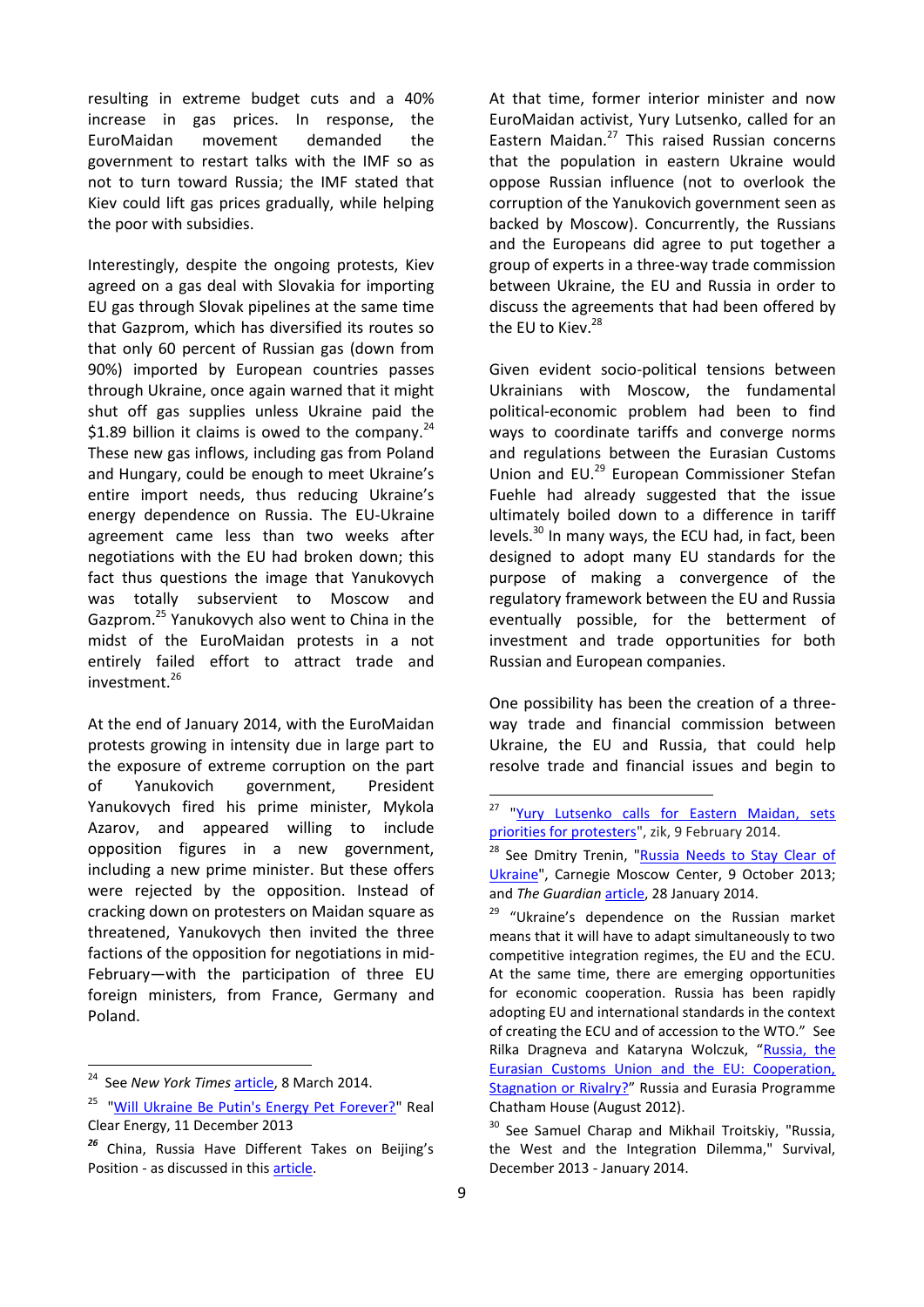resulting in extreme budget cuts and a 40% increase in gas prices. In response, the EuroMaidan movement demanded the government to restart talks with the IMF so as not to turn toward Russia; the IMF stated that Kiev could lift gas prices gradually, while helping the poor with subsidies.

Interestingly, despite the ongoing protests, Kiev agreed on a gas deal with Slovakia for importing EU gas through Slovak pipelines at the same time that Gazprom, which has diversified its routes so that only 60 percent of Russian gas (down from 90%) imported by European countries passes through Ukraine, once again warned that it might shut off gas supplies unless Ukraine paid the \$1.89 billion it claims is owed to the company.[24] These new gas inflows, including gas from Poland and Hungary, could be enough to meet Ukraine's entire import needs, thus reducing Ukraine's energy dependence on Russia. The EU-Ukraine agreement came less than two weeks after negotiations with the EU had broken down; this fact thus questions the image that Yanukovych was totally subservient to Moscow and Gazprom.[25] Yanukovych also went to China in the midst of the EuroMaidan protests in a not entirely failed effort to attract trade and investment.[26]

At the end of January 2014, with the EuroMaidan protests growing in intensity due in large part to the exposure of extreme corruption on the part of Yanukovich government, President Yanukovych fired his prime minister, Mykola Azarov, and appeared willing to include opposition figures in a new government, including a new prime minister. But these offers were rejected by the opposition. Instead of cracking down on protesters on Maidan square as threatened, Yanukovych then invited the three factions of the opposition for negotiations in mid-February—with the participation of three EU foreign ministers, from France, Germany and Poland.

At that time, former interior minister and now EuroMaidan activist, Yury Lutsenko, called for an Eastern Maidan.[27] This raised Russian concerns that the population in eastern Ukraine would oppose Russian influence (not to overlook the corruption of the Yanukovich government seen as backed by Moscow). Concurrently, the Russians and the Europeans did agree to put together a group of experts in a three-way trade commission between Ukraine, the EU and Russia in order to discuss the agreements that had been offered by the EU to Kiev.[28]

Given evident socio-political tensions between Ukrainians with Moscow, the fundamental political-economic problem had been to find ways to coordinate tariffs and converge norms and regulations between the Eurasian Customs Union and EU.[29] European Commissioner Stefan Fuehle had already suggested that the issue ultimately boiled down to a difference in tariff levels.[30] In many ways, the ECU had, in fact, been designed to adopt many EU standards for the purpose of making a convergence of the regulatory framework between the EU and Russia eventually possible, for the betterment of investment and trade opportunities for both Russian and European companies.

One possibility has been the creation of a three-way trade and financial commission between Ukraine, the EU and Russia, that could help resolve trade and financial issues and begin to

---

[24] See *New York Times* article, 8 March 2014.

[25] "Will Ukraine Be Putin's Energy Pet Forever?" Real Clear Energy, 11 December 2013

[26] China, Russia Have Different Takes on Beijing's Position - as discussed in this article.

[27] "Yury Lutsenko calls for Eastern Maidan, sets priorities for protesters", zik, 9 February 2014.

[28] See Dmitry Trenin, "Russia Needs to Stay Clear of Ukraine", Carnegie Moscow Center, 9 October 2013; and *The Guardian* article, 28 January 2014.

[29] "Ukraine's dependence on the Russian market means that it will have to adapt simultaneously to two competitive integration regimes, the EU and the ECU. At the same time, there are emerging opportunities for economic cooperation. Russia has been rapidly adopting EU and international standards in the context of creating the ECU and of accession to the WTO." See Rilka Dragneva and Kataryna Wolczuk, "Russia, the Eurasian Customs Union and the EU: Cooperation, Stagnation or Rivalry?" Russia and Eurasia Programme Chatham House (August 2012).

[30] See Samuel Charap and Mikhail Troitskiy, "Russia, the West and the Integration Dilemma," Survival, December 2013 - January 2014.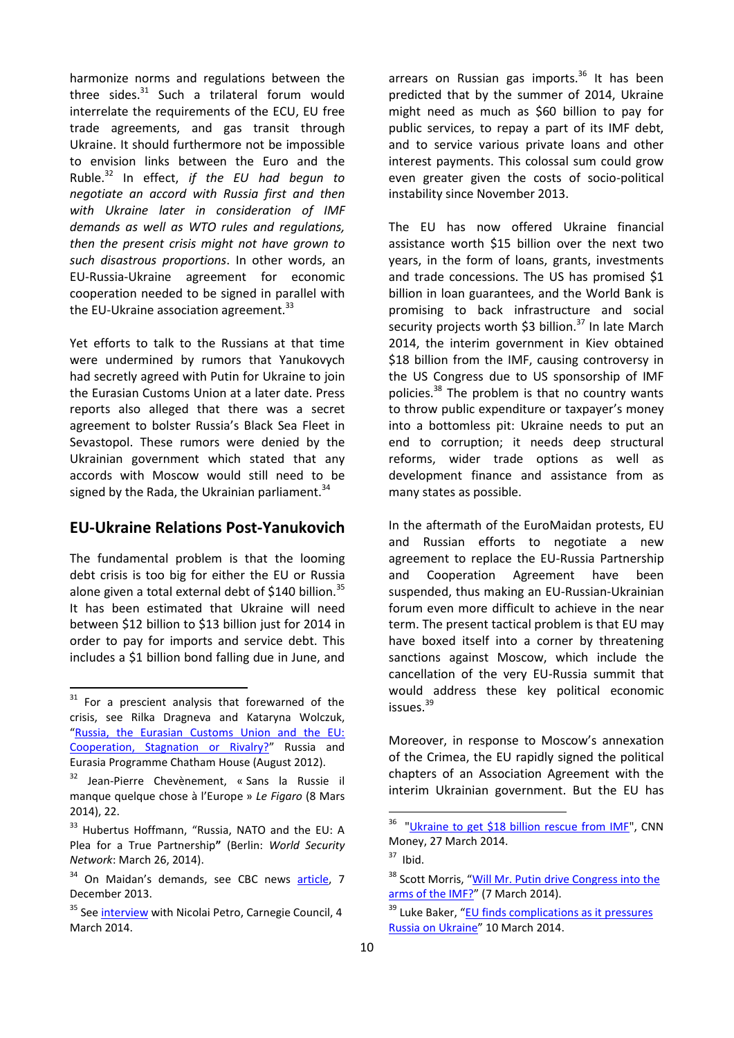harmonize norms and regulations between the three sides.[31] Such a trilateral forum would interrelate the requirements of the ECU, EU free trade agreements, and gas transit through Ukraine. It should furthermore not be impossible to envision links between the Euro and the Ruble.[32] In effect, *if the EU had begun to negotiate an accord with Russia first and then with Ukraine later in consideration of IMF demands as well as WTO rules and regulations, then the present crisis might not have grown to such disastrous proportions*. In other words, an EU-Russia-Ukraine agreement for economic cooperation needed to be signed in parallel with the EU-Ukraine association agreement.[33]

Yet efforts to talk to the Russians at that time were undermined by rumors that Yanukovych had secretly agreed with Putin for Ukraine to join the Eurasian Customs Union at a later date. Press reports also alleged that there was a secret agreement to bolster Russia's Black Sea Fleet in Sevastopol. These rumors were denied by the Ukrainian government which stated that any accords with Moscow would still need to be signed by the Rada, the Ukrainian parliament.[34]

## EU-Ukraine Relations Post-Yanukovich

The fundamental problem is that the looming debt crisis is too big for either the EU or Russia alone given a total external debt of $140 billion.[35] It has been estimated that Ukraine will need between $12 billion to $13 billion just for 2014 in order to pay for imports and service debt. This includes a $1 billion bond falling due in June, and arrears on Russian gas imports.[36] It has been predicted that by the summer of 2014, Ukraine might need as much as $60 billion to pay for public services, to repay a part of its IMF debt, and to service various private loans and other interest payments. This colossal sum could grow even greater given the costs of socio-political instability since November 2013.

The EU has now offered Ukraine financial assistance worth $15 billion over the next two years, in the form of loans, grants, investments and trade concessions. The US has promised $1 billion in loan guarantees, and the World Bank is promising to back infrastructure and social security projects worth $3 billion.[37] In late March 2014, the interim government in Kiev obtained $18 billion from the IMF, causing controversy in the US Congress due to US sponsorship of IMF policies.[38] The problem is that no country wants to throw public expenditure or taxpayer's money into a bottomless pit: Ukraine needs to put an end to corruption; it needs deep structural reforms, wider trade options as well as development finance and assistance from as many states as possible.

In the aftermath of the EuroMaidan protests, EU and Russian efforts to negotiate a new agreement to replace the EU-Russia Partnership and Cooperation Agreement have been suspended, thus making an EU-Russian-Ukrainian forum even more difficult to achieve in the near term. The present tactical problem is that EU may have boxed itself into a corner by threatening sanctions against Moscow, which include the cancellation of the very EU-Russia summit that would address these key political economic issues.[39]

Moreover, in response to Moscow's annexation of the Crimea, the EU rapidly signed the political chapters of an Association Agreement with the interim Ukrainian government. But the EU has

---

[31] For a prescient analysis that forewarned of the crisis, see Rilka Dragneva and Kataryna Wolczuk, "Russia, the Eurasian Customs Union and the EU: Cooperation, Stagnation or Rivalry?" Russia and Eurasia Programme Chatham House (August 2012).

[32] Jean-Pierre Chevènement, « Sans la Russie il manque quelque chose à l'Europe » *Le Figaro* (8 Mars 2014), 22.

[33] Hubertus Hoffmann, "Russia, NATO and the EU: A Plea for a True Partnership" (Berlin: *World Security Network*: March 26, 2014).

[34] On Maidan's demands, see CBC news article, 7 December 2013.

[35] See interview with Nicolai Petro, Carnegie Council, 4 March 2014.

[36] "Ukraine to get $18 billion rescue from IMF", CNN Money, 27 March 2014.

[37] Ibid.

[38] Scott Morris, "Will Mr. Putin drive Congress into the arms of the IMF?" (7 March 2014).

[39] Luke Baker, "EU finds complications as it pressures Russia on Ukraine" 10 March 2014.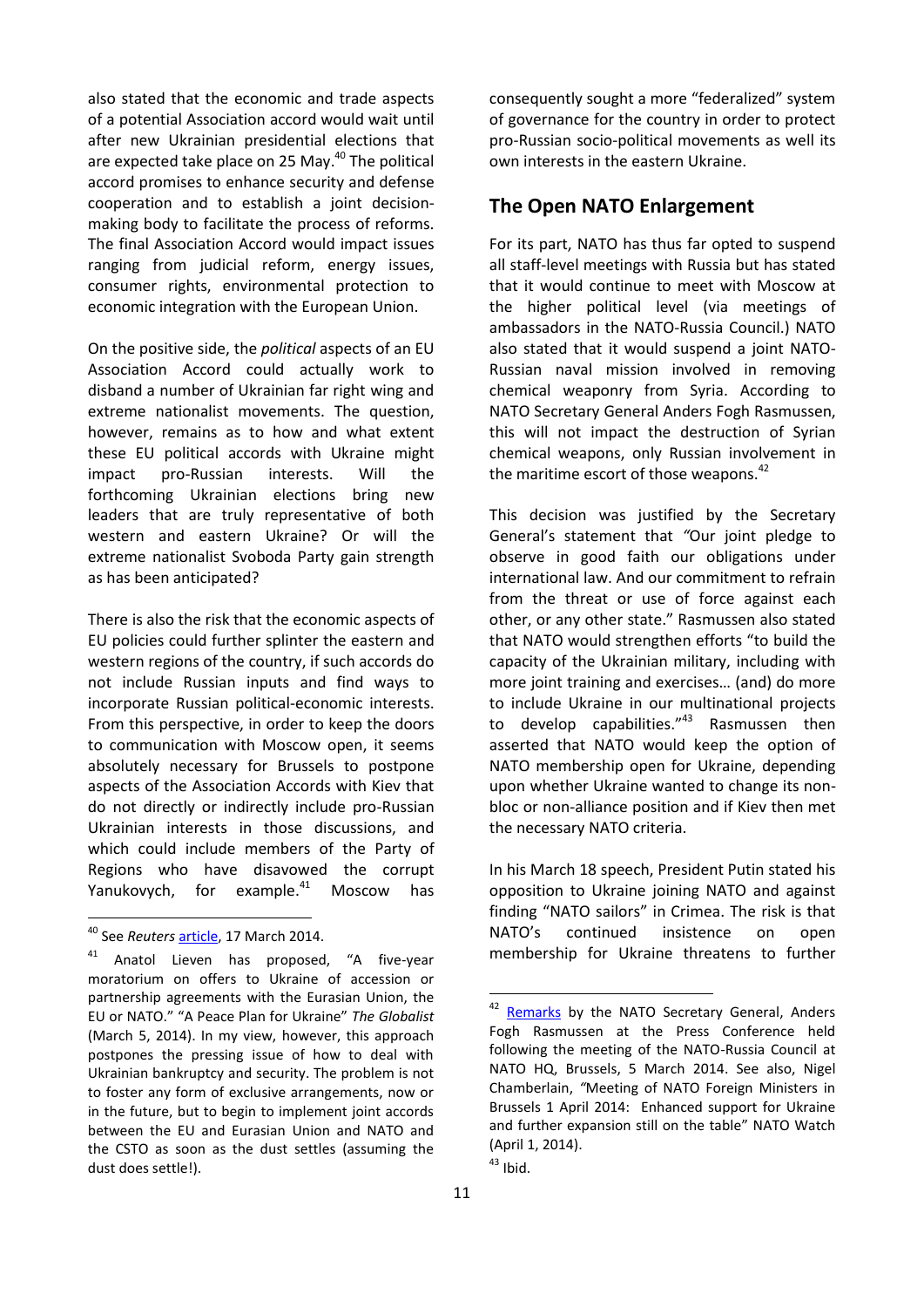also stated that the economic and trade aspects of a potential Association accord would wait until after new Ukrainian presidential elections that are expected take place on 25 May.[40] The political accord promises to enhance security and defense cooperation and to establish a joint decision-making body to facilitate the process of reforms. The final Association Accord would impact issues ranging from judicial reform, energy issues, consumer rights, environmental protection to economic integration with the European Union.

On the positive side, the *political* aspects of an EU Association Accord could actually work to disband a number of Ukrainian far right wing and extreme nationalist movements. The question, however, remains as to how and what extent these EU political accords with Ukraine might impact pro-Russian interests. Will the forthcoming Ukrainian elections bring new leaders that are truly representative of both western and eastern Ukraine? Or will the extreme nationalist Svoboda Party gain strength as has been anticipated?

There is also the risk that the economic aspects of EU policies could further splinter the eastern and western regions of the country, if such accords do not include Russian inputs and find ways to incorporate Russian political-economic interests. From this perspective, in order to keep the doors to communication with Moscow open, it seems absolutely necessary for Brussels to postpone aspects of the Association Accords with Kiev that do not directly or indirectly include pro-Russian Ukrainian interests in those discussions, and which could include members of the Party of Regions who have disavowed the corrupt Yanukovych, for example.[41] Moscow has consequently sought a more "federalized" system of governance for the country in order to protect pro-Russian socio-political movements as well its own interests in the eastern Ukraine.

## The Open NATO Enlargement

For its part, NATO has thus far opted to suspend all staff-level meetings with Russia but has stated that it would continue to meet with Moscow at the higher political level (via meetings of ambassadors in the NATO-Russia Council.) NATO also stated that it would suspend a joint NATO-Russian naval mission involved in removing chemical weaponry from Syria. According to NATO Secretary General Anders Fogh Rasmussen, this will not impact the destruction of Syrian chemical weapons, only Russian involvement in the maritime escort of those weapons.[42]

This decision was justified by the Secretary General's statement that *"*Our joint pledge to observe in good faith our obligations under international law. And our commitment to refrain from the threat or use of force against each other, or any other state." Rasmussen also stated that NATO would strengthen efforts "to build the capacity of the Ukrainian military, including with more joint training and exercises… (and) do more to include Ukraine in our multinational projects to develop capabilities."[43] Rasmussen then asserted that NATO would keep the option of NATO membership open for Ukraine, depending upon whether Ukraine wanted to change its non-bloc or non-alliance position and if Kiev then met the necessary NATO criteria.

In his March 18 speech, President Putin stated his opposition to Ukraine joining NATO and against finding "NATO sailors" in Crimea. The risk is that NATO's continued insistence on open membership for Ukraine threatens to further

---

[40] See *Reuters* article, 17 March 2014.

[41] Anatol Lieven has proposed, "A five-year moratorium on offers to Ukraine of accession or partnership agreements with the Eurasian Union, the EU or NATO." "A Peace Plan for Ukraine" *The Globalist* (March 5, 2014). In my view, however, this approach postpones the pressing issue of how to deal with Ukrainian bankruptcy and security. The problem is not to foster any form of exclusive arrangements, now or in the future, but to begin to implement joint accords between the EU and Eurasian Union and NATO and the CSTO as soon as the dust settles (assuming the dust does settle!).

[42] Remarks by the NATO Secretary General, Anders Fogh Rasmussen at the Press Conference held following the meeting of the NATO-Russia Council at NATO HQ, Brussels, 5 March 2014. See also, Nigel Chamberlain, *"*Meeting of NATO Foreign Ministers in Brussels 1 April 2014: Enhanced support for Ukraine and further expansion still on the table" NATO Watch (April 1, 2014).

[43] Ibid.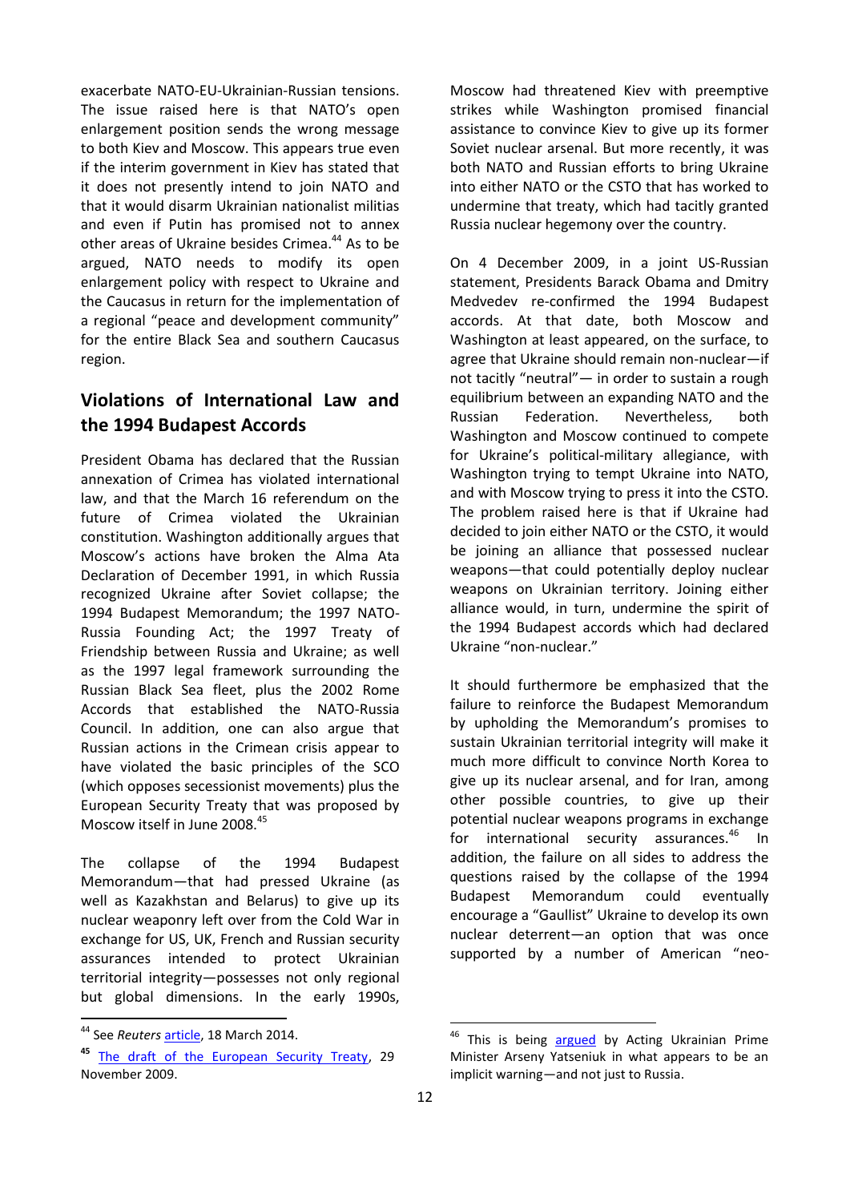exacerbate NATO-EU-Ukrainian-Russian tensions. The issue raised here is that NATO's open enlargement position sends the wrong message to both Kiev and Moscow. This appears true even if the interim government in Kiev has stated that it does not presently intend to join NATO and that it would disarm Ukrainian nationalist militias and even if Putin has promised not to annex other areas of Ukraine besides Crimea.[44] As to be argued, NATO needs to modify its open enlargement policy with respect to Ukraine and the Caucasus in return for the implementation of a regional "peace and development community" for the entire Black Sea and southern Caucasus region.

## Violations of International Law and the 1994 Budapest Accords

President Obama has declared that the Russian annexation of Crimea has violated international law, and that the March 16 referendum on the future of Crimea violated the Ukrainian constitution. Washington additionally argues that Moscow's actions have broken the Alma Ata Declaration of December 1991, in which Russia recognized Ukraine after Soviet collapse; the 1994 Budapest Memorandum; the 1997 NATO-Russia Founding Act; the 1997 Treaty of Friendship between Russia and Ukraine; as well as the 1997 legal framework surrounding the Russian Black Sea fleet, plus the 2002 Rome Accords that established the NATO-Russia Council. In addition, one can also argue that Russian actions in the Crimean crisis appear to have violated the basic principles of the SCO (which opposes secessionist movements) plus the European Security Treaty that was proposed by Moscow itself in June 2008.[45]

The collapse of the 1994 Budapest Memorandum—that had pressed Ukraine (as well as Kazakhstan and Belarus) to give up its nuclear weaponry left over from the Cold War in exchange for US, UK, French and Russian security assurances intended to protect Ukrainian territorial integrity—possesses not only regional but global dimensions. In the early 1990s, Moscow had threatened Kiev with preemptive strikes while Washington promised financial assistance to convince Kiev to give up its former Soviet nuclear arsenal. But more recently, it was both NATO and Russian efforts to bring Ukraine into either NATO or the CSTO that has worked to undermine that treaty, which had tacitly granted Russia nuclear hegemony over the country.

On 4 December 2009, in a joint US-Russian statement, Presidents Barack Obama and Dmitry Medvedev re-confirmed the 1994 Budapest accords. At that date, both Moscow and Washington at least appeared, on the surface, to agree that Ukraine should remain non-nuclear—if not tacitly "neutral"— in order to sustain a rough equilibrium between an expanding NATO and the Russian Federation. Nevertheless, both Washington and Moscow continued to compete for Ukraine's political-military allegiance, with Washington trying to tempt Ukraine into NATO, and with Moscow trying to press it into the CSTO. The problem raised here is that if Ukraine had decided to join either NATO or the CSTO, it would be joining an alliance that possessed nuclear weapons—that could potentially deploy nuclear weapons on Ukrainian territory. Joining either alliance would, in turn, undermine the spirit of the 1994 Budapest accords which had declared Ukraine "non-nuclear."

It should furthermore be emphasized that the failure to reinforce the Budapest Memorandum by upholding the Memorandum's promises to sustain Ukrainian territorial integrity will make it much more difficult to convince North Korea to give up its nuclear arsenal, and for Iran, among other possible countries, to give up their potential nuclear weapons programs in exchange for international security assurances.[46] In addition, the failure on all sides to address the questions raised by the collapse of the 1994 Budapest Memorandum could eventually encourage a "Gaullist" Ukraine to develop its own nuclear deterrent—an option that was once supported by a number of American "neo-

---

[44] See *Reuters* article, 18 March 2014.

[45] The draft of the European Security Treaty, 29 November 2009.

[46] This is being argued by Acting Ukrainian Prime Minister Arseny Yatseniuk in what appears to be an implicit warning—and not just to Russia.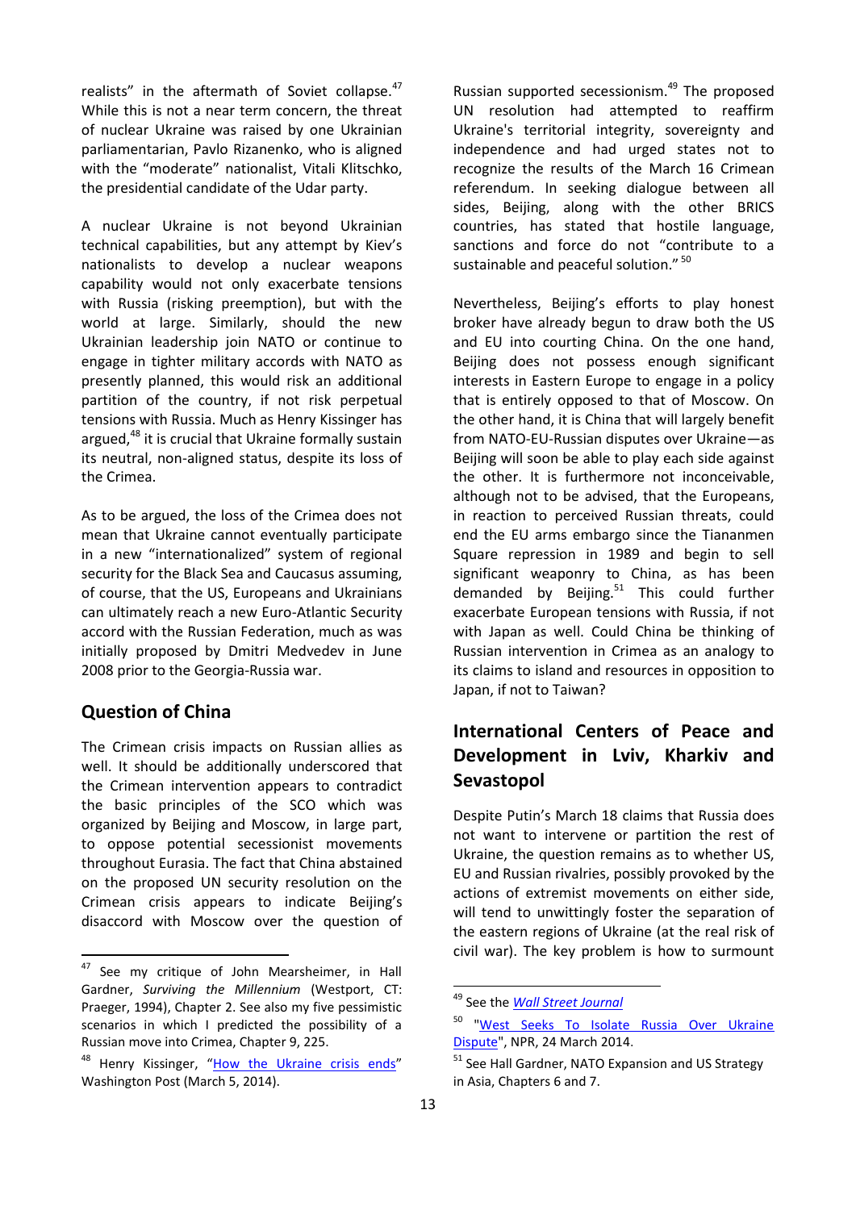realists" in the aftermath of Soviet collapse.[47] While this is not a near term concern, the threat of nuclear Ukraine was raised by one Ukrainian parliamentarian, Pavlo Rizanenko, who is aligned with the "moderate" nationalist, Vitali Klitschko, the presidential candidate of the Udar party.

A nuclear Ukraine is not beyond Ukrainian technical capabilities, but any attempt by Kiev's nationalists to develop a nuclear weapons capability would not only exacerbate tensions with Russia (risking preemption), but with the world at large. Similarly, should the new Ukrainian leadership join NATO or continue to engage in tighter military accords with NATO as presently planned, this would risk an additional partition of the country, if not risk perpetual tensions with Russia. Much as Henry Kissinger has argued,[48] it is crucial that Ukraine formally sustain its neutral, non-aligned status, despite its loss of the Crimea.

As to be argued, the loss of the Crimea does not mean that Ukraine cannot eventually participate in a new "internationalized" system of regional security for the Black Sea and Caucasus assuming, of course, that the US, Europeans and Ukrainians can ultimately reach a new Euro-Atlantic Security accord with the Russian Federation, much as was initially proposed by Dmitri Medvedev in June 2008 prior to the Georgia-Russia war.

## Question of China

The Crimean crisis impacts on Russian allies as well. It should be additionally underscored that the Crimean intervention appears to contradict the basic principles of the SCO which was organized by Beijing and Moscow, in large part, to oppose potential secessionist movements throughout Eurasia. The fact that China abstained on the proposed UN security resolution on the Crimean crisis appears to indicate Beijing's disaccord with Moscow over the question of Russian supported secessionism.[49] The proposed UN resolution had attempted to reaffirm Ukraine's territorial integrity, sovereignty and independence and had urged states not to recognize the results of the March 16 Crimean referendum. In seeking dialogue between all sides, Beijing, along with the other BRICS countries, has stated that hostile language, sanctions and force do not "contribute to a sustainable and peaceful solution."[50]

Nevertheless, Beijing's efforts to play honest broker have already begun to draw both the US and EU into courting China. On the one hand, Beijing does not possess enough significant interests in Eastern Europe to engage in a policy that is entirely opposed to that of Moscow. On the other hand, it is China that will largely benefit from NATO-EU-Russian disputes over Ukraine—as Beijing will soon be able to play each side against the other. It is furthermore not inconceivable, although not to be advised, that the Europeans, in reaction to perceived Russian threats, could end the EU arms embargo since the Tiananmen Square repression in 1989 and begin to sell significant weaponry to China, as has been demanded by Beijing.[51] This could further exacerbate European tensions with Russia, if not with Japan as well. Could China be thinking of Russian intervention in Crimea as an analogy to its claims to island and resources in opposition to Japan, if not to Taiwan?

## International Centers of Peace and Development in Lviv, Kharkiv and Sevastopol

Despite Putin's March 18 claims that Russia does not want to intervene or partition the rest of Ukraine, the question remains as to whether US, EU and Russian rivalries, possibly provoked by the actions of extremist movements on either side, will tend to unwittingly foster the separation of the eastern regions of Ukraine (at the real risk of civil war). The key problem is how to surmount

---

[47] See my critique of John Mearsheimer, in Hall Gardner, *Surviving the Millennium* (Westport, CT: Praeger, 1994), Chapter 2. See also my five pessimistic scenarios in which I predicted the possibility of a Russian move into Crimea, Chapter 9, 225.

[48] Henry Kissinger, "How the Ukraine crisis ends" Washington Post (March 5, 2014).

[49] See the *Wall Street Journal*

[50] "West Seeks To Isolate Russia Over Ukraine Dispute", NPR, 24 March 2014.

[51] See Hall Gardner, NATO Expansion and US Strategy in Asia, Chapters 6 and 7.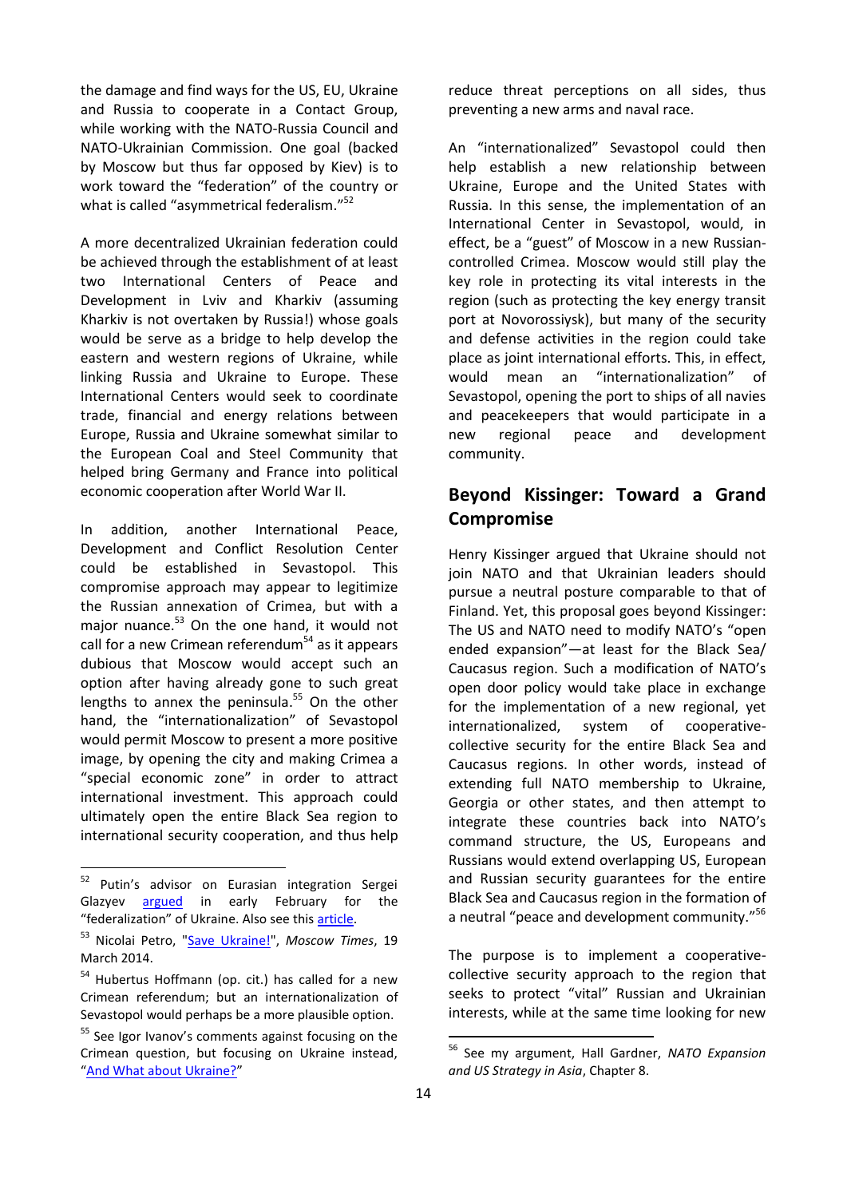the damage and find ways for the US, EU, Ukraine and Russia to cooperate in a Contact Group, while working with the NATO-Russia Council and NATO-Ukrainian Commission. One goal (backed by Moscow but thus far opposed by Kiev) is to work toward the "federation" of the country or what is called "asymmetrical federalism."[52]

A more decentralized Ukrainian federation could be achieved through the establishment of at least two International Centers of Peace and Development in Lviv and Kharkiv (assuming Kharkiv is not overtaken by Russia!) whose goals would be serve as a bridge to help develop the eastern and western regions of Ukraine, while linking Russia and Ukraine to Europe. These International Centers would seek to coordinate trade, financial and energy relations between Europe, Russia and Ukraine somewhat similar to the European Coal and Steel Community that helped bring Germany and France into political economic cooperation after World War II.

In addition, another International Peace, Development and Conflict Resolution Center could be established in Sevastopol. This compromise approach may appear to legitimize the Russian annexation of Crimea, but with a major nuance.[53] On the one hand, it would not call for a new Crimean referendum[54] as it appears dubious that Moscow would accept such an option after having already gone to such great lengths to annex the peninsula.[55] On the other hand, the "internationalization" of Sevastopol would permit Moscow to present a more positive image, by opening the city and making Crimea a "special economic zone" in order to attract international investment. This approach could ultimately open the entire Black Sea region to international security cooperation, and thus help reduce threat perceptions on all sides, thus preventing a new arms and naval race.

An "internationalized" Sevastopol could then help establish a new relationship between Ukraine, Europe and the United States with Russia. In this sense, the implementation of an International Center in Sevastopol, would, in effect, be a "guest" of Moscow in a new Russian-controlled Crimea. Moscow would still play the key role in protecting its vital interests in the region (such as protecting the key energy transit port at Novorossiysk), but many of the security and defense activities in the region could take place as joint international efforts. This, in effect, would mean an "internationalization" of Sevastopol, opening the port to ships of all navies and peacekeepers that would participate in a new regional peace and development community.

## Beyond Kissinger: Toward a Grand Compromise

Henry Kissinger argued that Ukraine should not join NATO and that Ukrainian leaders should pursue a neutral posture comparable to that of Finland. Yet, this proposal goes beyond Kissinger: The US and NATO need to modify NATO's "open ended expansion"—at least for the Black Sea/ Caucasus region. Such a modification of NATO's open door policy would take place in exchange for the implementation of a new regional, yet internationalized, system of cooperative-collective security for the entire Black Sea and Caucasus regions. In other words, instead of extending full NATO membership to Ukraine, Georgia or other states, and then attempt to integrate these countries back into NATO's command structure, the US, Europeans and Russians would extend overlapping US, European and Russian security guarantees for the entire Black Sea and Caucasus region in the formation of a neutral "peace and development community."[56]

The purpose is to implement a cooperative-collective security approach to the region that seeks to protect "vital" Russian and Ukrainian interests, while at the same time looking for new

---

[52] Putin's advisor on Eurasian integration Sergei Glazyev argued in early February for the "federalization" of Ukraine. Also see this article.

[53] Nicolai Petro, "Save Ukraine!", *Moscow Times*, 19 March 2014.

[54] Hubertus Hoffmann (op. cit.) has called for a new Crimean referendum; but an internationalization of Sevastopol would perhaps be a more plausible option.

[55] See Igor Ivanov's comments against focusing on the Crimean question, but focusing on Ukraine instead, "And What about Ukraine?"

[56] See my argument, Hall Gardner, *NATO Expansion and US Strategy in Asia*, Chapter 8.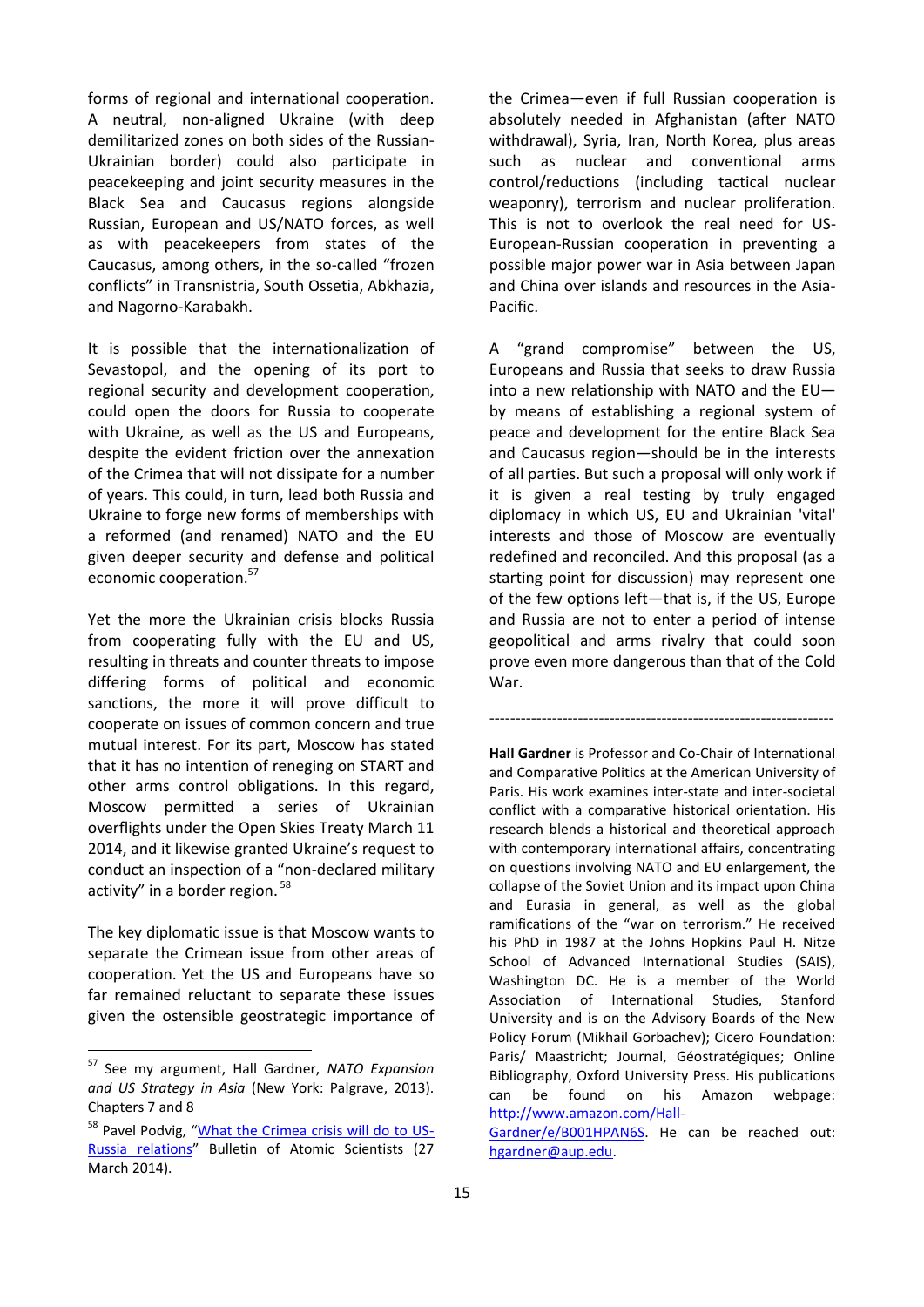forms of regional and international cooperation. A neutral, non-aligned Ukraine (with deep demilitarized zones on both sides of the Russian-Ukrainian border) could also participate in peacekeeping and joint security measures in the Black Sea and Caucasus regions alongside Russian, European and US/NATO forces, as well as with peacekeepers from states of the Caucasus, among others, in the so-called "frozen conflicts" in Transnistria, South Ossetia, Abkhazia, and Nagorno-Karabakh.

It is possible that the internationalization of Sevastopol, and the opening of its port to regional security and development cooperation, could open the doors for Russia to cooperate with Ukraine, as well as the US and Europeans, despite the evident friction over the annexation of the Crimea that will not dissipate for a number of years. This could, in turn, lead both Russia and Ukraine to forge new forms of memberships with a reformed (and renamed) NATO and the EU given deeper security and defense and political economic cooperation.[57]

Yet the more the Ukrainian crisis blocks Russia from cooperating fully with the EU and US, resulting in threats and counter threats to impose differing forms of political and economic sanctions, the more it will prove difficult to cooperate on issues of common concern and true mutual interest. For its part, Moscow has stated that it has no intention of reneging on START and other arms control obligations. In this regard, Moscow permitted a series of Ukrainian overflights under the Open Skies Treaty March 11 2014, and it likewise granted Ukraine's request to conduct an inspection of a "non-declared military activity" in a border region.[58]

The key diplomatic issue is that Moscow wants to separate the Crimean issue from other areas of cooperation. Yet the US and Europeans have so far remained reluctant to separate these issues given the ostensible geostrategic importance of the Crimea—even if full Russian cooperation is absolutely needed in Afghanistan (after NATO withdrawal), Syria, Iran, North Korea, plus areas such as nuclear and conventional arms control/reductions (including tactical nuclear weaponry), terrorism and nuclear proliferation. This is not to overlook the real need for US-European-Russian cooperation in preventing a possible major power war in Asia between Japan and China over islands and resources in the Asia-Pacific.

A "grand compromise" between the US, Europeans and Russia that seeks to draw Russia into a new relationship with NATO and the EU—by means of establishing a regional system of peace and development for the entire Black Sea and Caucasus region—should be in the interests of all parties. But such a proposal will only work if it is given a real testing by truly engaged diplomacy in which US, EU and Ukrainian 'vital' interests and those of Moscow are eventually redefined and reconciled. And this proposal (as a starting point for discussion) may represent one of the few options left—that is, if the US, Europe and Russia are not to enter a period of intense geopolitical and arms rivalry that could soon prove even more dangerous than that of the Cold War.

---

**Hall Gardner** is Professor and Co-Chair of International and Comparative Politics at the American University of Paris. His work examines inter-state and inter-societal conflict with a comparative historical orientation. His research blends a historical and theoretical approach with contemporary international affairs, concentrating on questions involving NATO and EU enlargement, the collapse of the Soviet Union and its impact upon China and Eurasia in general, as well as the global ramifications of the "war on terrorism." He received his PhD in 1987 at the Johns Hopkins Paul H. Nitze School of Advanced International Studies (SAIS), Washington DC. He is a member of the World Association of International Studies, Stanford University and is on the Advisory Boards of the New Policy Forum (Mikhail Gorbachev); Cicero Foundation: Paris/ Maastricht; Journal, Géostratégiques; Online Bibliography, Oxford University Press. His publications can be found on his Amazon webpage: http://www.amazon.com/Hall-Gardner/e/B001HPAN6S. He can be reached out: hgardner@aup.edu.

---

[57] See my argument, Hall Gardner, *NATO Expansion and US Strategy in Asia* (New York: Palgrave, 2013). Chapters 7 and 8

[58] Pavel Podvig, "What the Crimea crisis will do to US-Russia relations" Bulletin of Atomic Scientists (27 March 2014).